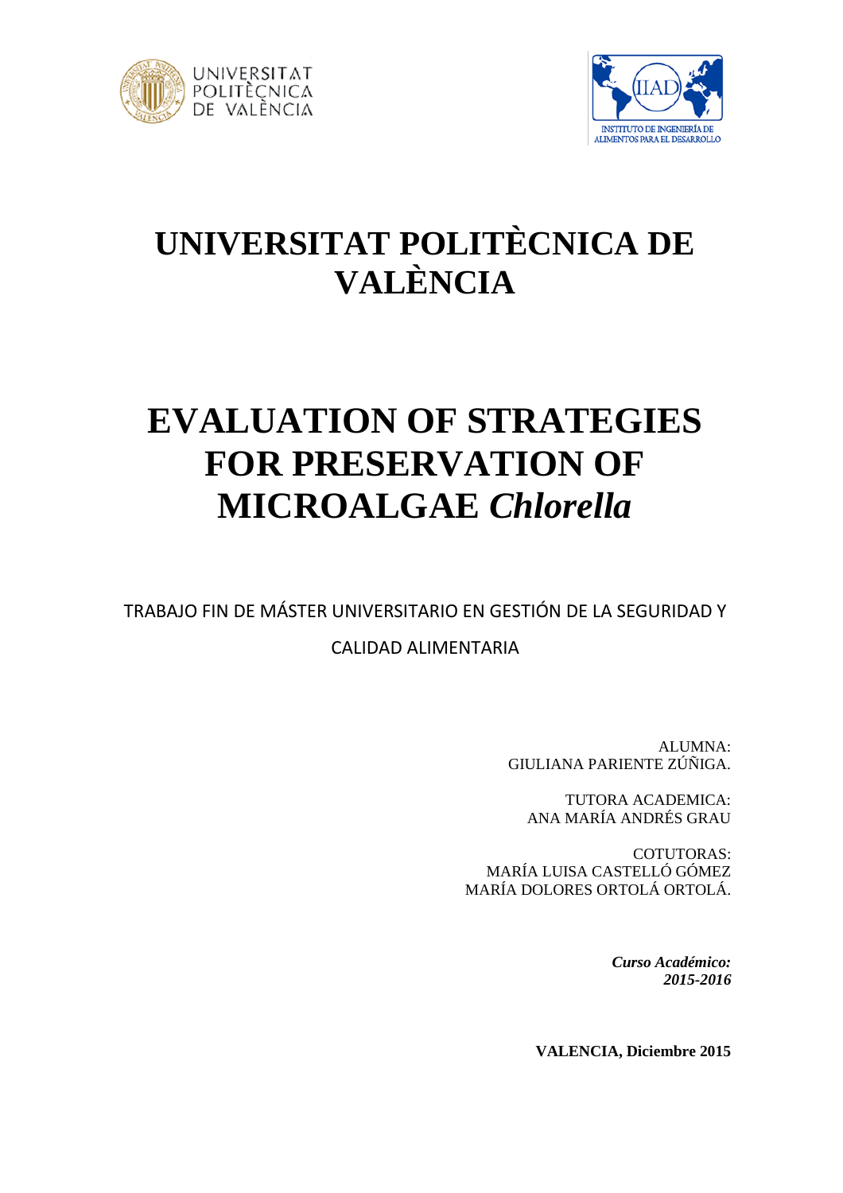# UNIVERSITAT POLITÈCNICA DE VALÈNCIA

# EVALUATION OF STRATEGIES FOR PRESERVATION OF MICROALGAE *Chlorella*

TRABAJO FIN DE MÁSTER UNIVERSITARIO EN GESTIÓN DE LA SEGURIDAD Y CALIDAD ALIMENTARIA

ALUMNA:
GIULIANA PARIENTE ZÚÑIGA.

TUTORA ACADEMICA:
ANA MARÍA ANDRÉS GRAU

COTUTORAS:
MARÍA LUISA CASTELLÓ GÓMEZ
MARÍA DOLORES ORTOLÁ ORTOLÁ.

***Curso Académico:***
***2015-2016***

**VALENCIA, Diciembre 2015**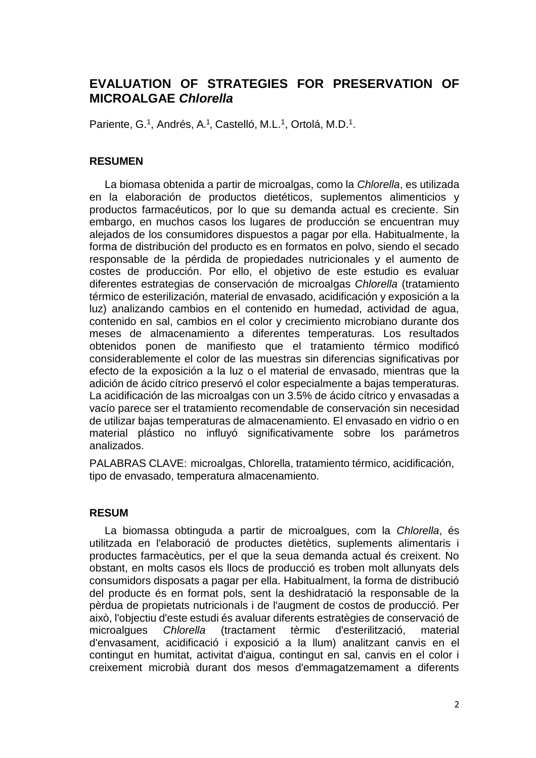## EVALUATION OF STRATEGIES FOR PRESERVATION OF MICROALGAE *Chlorella*

Pariente, G.[1], Andrés, A.[1], Castelló, M.L.[1], Ortolá, M.D.[1].

### RESUMEN

La biomasa obtenida a partir de microalgas, como la *Chlorella*, es utilizada en la elaboración de productos dietéticos, suplementos alimenticios y productos farmacéuticos, por lo que su demanda actual es creciente. Sin embargo, en muchos casos los lugares de producción se encuentran muy alejados de los consumidores dispuestos a pagar por ella. Habitualmente, la forma de distribución del producto es en formatos en polvo, siendo el secado responsable de la pérdida de propiedades nutricionales y el aumento de costes de producción. Por ello, el objetivo de este estudio es evaluar diferentes estrategias de conservación de microalgas *Chlorella* (tratamiento térmico de esterilización, material de envasado, acidificación y exposición a la luz) analizando cambios en el contenido en humedad, actividad de agua, contenido en sal, cambios en el color y crecimiento microbiano durante dos meses de almacenamiento a diferentes temperaturas. Los resultados obtenidos ponen de manifiesto que el tratamiento térmico modificó considerablemente el color de las muestras sin diferencias significativas por efecto de la exposición a la luz o el material de envasado, mientras que la adición de ácido cítrico preservó el color especialmente a bajas temperaturas. La acidificación de las microalgas con un 3.5% de ácido cítrico y envasadas a vacío parece ser el tratamiento recomendable de conservación sin necesidad de utilizar bajas temperaturas de almacenamiento. El envasado en vidrio o en material plástico no influyó significativamente sobre los parámetros analizados.

PALABRAS CLAVE: microalgas, Chlorella, tratamiento térmico, acidificación, tipo de envasado, temperatura almacenamiento.

### RESUM

La biomassa obtinguda a partir de microalgues, com la *Chlorella*, és utilitzada en l'elaboració de productes dietètics, suplements alimentaris i productes farmacèutics, per el que la seua demanda actual és creixent. No obstant, en molts casos els llocs de producció es troben molt allunyats dels consumidors disposats a pagar per ella. Habitualment, la forma de distribució del producte és en format pols, sent la deshidratació la responsable de la pèrdua de propietats nutricionals i de l'augment de costos de producció. Per això, l'objectiu d'este estudi és avaluar diferents estratègies de conservació de microalgues *Chlorella* (tractament tèrmic d'esterilització, material d'envasament, acidificació i exposició a la llum) analitzant canvis en el contingut en humitat, activitat d'aigua, contingut en sal, canvis en el color i creixement microbià durant dos mesos d'emmagatzemament a diferents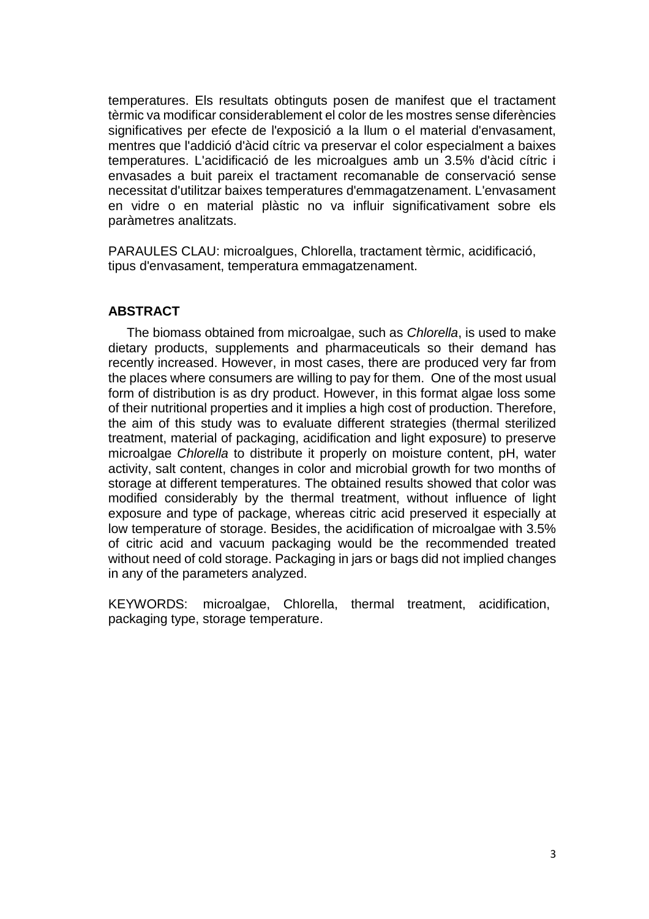temperatures. Els resultats obtinguts posen de manifest que el tractament tèrmic va modificar considerablement el color de les mostres sense diferències significatives per efecte de l'exposició a la llum o el material d'envasament, mentres que l'addició d'àcid cítric va preservar el color especialment a baixes temperatures. L'acidificació de les microalgues amb un 3.5% d'àcid cítric i envasades a buit pareix el tractament recomanable de conservació sense necessitat d'utilitzar baixes temperatures d'emmagatzenament. L'envasament en vidre o en material plàstic no va influir significativament sobre els paràmetres analitzats.

PARAULES CLAU: microalgues, Chlorella, tractament tèrmic, acidificació, tipus d'envasament, temperatura emmagatzenament.

## ABSTRACT

The biomass obtained from microalgae, such as *Chlorella*, is used to make dietary products, supplements and pharmaceuticals so their demand has recently increased. However, in most cases, there are produced very far from the places where consumers are willing to pay for them. One of the most usual form of distribution is as dry product. However, in this format algae loss some of their nutritional properties and it implies a high cost of production. Therefore, the aim of this study was to evaluate different strategies (thermal sterilized treatment, material of packaging, acidification and light exposure) to preserve microalgae *Chlorella* to distribute it properly on moisture content, pH, water activity, salt content, changes in color and microbial growth for two months of storage at different temperatures. The obtained results showed that color was modified considerably by the thermal treatment, without influence of light exposure and type of package, whereas citric acid preserved it especially at low temperature of storage. Besides, the acidification of microalgae with 3.5% of citric acid and vacuum packaging would be the recommended treated without need of cold storage. Packaging in jars or bags did not implied changes in any of the parameters analyzed.

KEYWORDS: microalgae, Chlorella, thermal treatment, acidification, packaging type, storage temperature.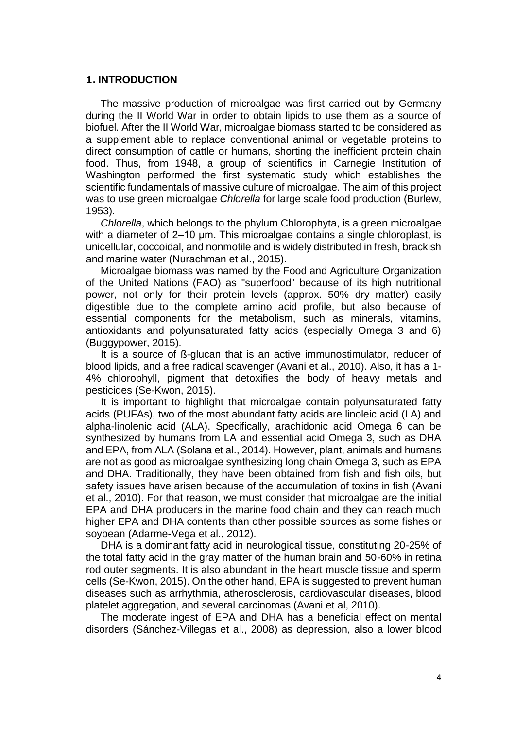# 1. INTRODUCTION

The massive production of microalgae was first carried out by Germany during the II World War in order to obtain lipids to use them as a source of biofuel. After the II World War, microalgae biomass started to be considered as a supplement able to replace conventional animal or vegetable proteins to direct consumption of cattle or humans, shorting the inefficient protein chain food. Thus, from 1948, a group of scientifics in Carnegie Institution of Washington performed the first systematic study which establishes the scientific fundamentals of massive culture of microalgae. The aim of this project was to use green microalgae *Chlorella* for large scale food production (Burlew, 1953).

*Chlorella*, which belongs to the phylum Chlorophyta, is a green microalgae with a diameter of 2–10 µm. This microalgae contains a single chloroplast, is unicellular, coccoidal, and nonmotile and is widely distributed in fresh, brackish and marine water (Nurachman et al., 2015).

Microalgae biomass was named by the Food and Agriculture Organization of the United Nations (FAO) as "superfood" because of its high nutritional power, not only for their protein levels (approx. 50% dry matter) easily digestible due to the complete amino acid profile, but also because of essential components for the metabolism, such as minerals, vitamins, antioxidants and polyunsaturated fatty acids (especially Omega 3 and 6) (Buggypower, 2015).

It is a source of ß-glucan that is an active immunostimulator, reducer of blood lipids, and a free radical scavenger (Avani et al., 2010). Also, it has a 1-4% chlorophyll, pigment that detoxifies the body of heavy metals and pesticides (Se-Kwon, 2015).

It is important to highlight that microalgae contain polyunsaturated fatty acids (PUFAs), two of the most abundant fatty acids are linoleic acid (LA) and alpha-linolenic acid (ALA). Specifically, arachidonic acid Omega 6 can be synthesized by humans from LA and essential acid Omega 3, such as DHA and EPA, from ALA (Solana et al., 2014). However, plant, animals and humans are not as good as microalgae synthesizing long chain Omega 3, such as EPA and DHA. Traditionally, they have been obtained from fish and fish oils, but safety issues have arisen because of the accumulation of toxins in fish (Avani et al., 2010). For that reason, we must consider that microalgae are the initial EPA and DHA producers in the marine food chain and they can reach much higher EPA and DHA contents than other possible sources as some fishes or soybean (Adarme-Vega et al., 2012).

DHA is a dominant fatty acid in neurological tissue, constituting 20-25% of the total fatty acid in the gray matter of the human brain and 50-60% in retina rod outer segments. It is also abundant in the heart muscle tissue and sperm cells (Se-Kwon, 2015). On the other hand, EPA is suggested to prevent human diseases such as arrhythmia, atherosclerosis, cardiovascular diseases, blood platelet aggregation, and several carcinomas (Avani et al, 2010).

The moderate ingest of EPA and DHA has a beneficial effect on mental disorders (Sánchez-Villegas et al., 2008) as depression, also a lower blood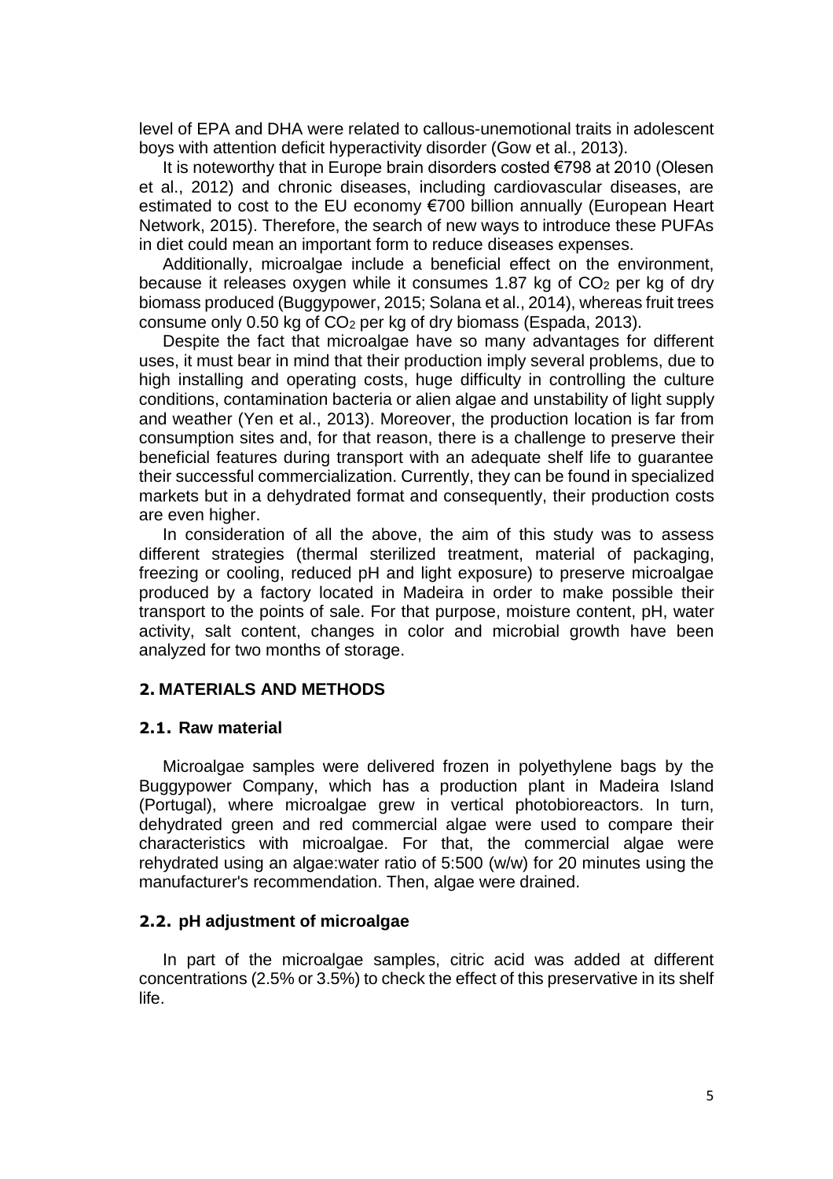level of EPA and DHA were related to callous-unemotional traits in adolescent boys with attention deficit hyperactivity disorder (Gow et al., 2013).

It is noteworthy that in Europe brain disorders costed €798 at 2010 (Olesen et al., 2012) and chronic diseases, including cardiovascular diseases, are estimated to cost to the EU economy €700 billion annually (European Heart Network, 2015). Therefore, the search of new ways to introduce these PUFAs in diet could mean an important form to reduce diseases expenses.

Additionally, microalgae include a beneficial effect on the environment, because it releases oxygen while it consumes 1.87 kg of $CO_2$ per kg of dry biomass produced (Buggypower, 2015; Solana et al., 2014), whereas fruit trees consume only 0.50 kg of $CO_2$ per kg of dry biomass (Espada, 2013).

Despite the fact that microalgae have so many advantages for different uses, it must bear in mind that their production imply several problems, due to high installing and operating costs, huge difficulty in controlling the culture conditions, contamination bacteria or alien algae and unstability of light supply and weather (Yen et al., 2013). Moreover, the production location is far from consumption sites and, for that reason, there is a challenge to preserve their beneficial features during transport with an adequate shelf life to guarantee their successful commercialization. Currently, they can be found in specialized markets but in a dehydrated format and consequently, their production costs are even higher.

In consideration of all the above, the aim of this study was to assess different strategies (thermal sterilized treatment, material of packaging, freezing or cooling, reduced pH and light exposure) to preserve microalgae produced by a factory located in Madeira in order to make possible their transport to the points of sale. For that purpose, moisture content, pH, water activity, salt content, changes in color and microbial growth have been analyzed for two months of storage.

## 2. MATERIALS AND METHODS

### 2.1. Raw material

Microalgae samples were delivered frozen in polyethylene bags by the Buggypower Company, which has a production plant in Madeira Island (Portugal), where microalgae grew in vertical photobioreactors. In turn, dehydrated green and red commercial algae were used to compare their characteristics with microalgae. For that, the commercial algae were rehydrated using an algae:water ratio of 5:500 (w/w) for 20 minutes using the manufacturer's recommendation. Then, algae were drained.

### 2.2. pH adjustment of microalgae

In part of the microalgae samples, citric acid was added at different concentrations (2.5% or 3.5%) to check the effect of this preservative in its shelf life.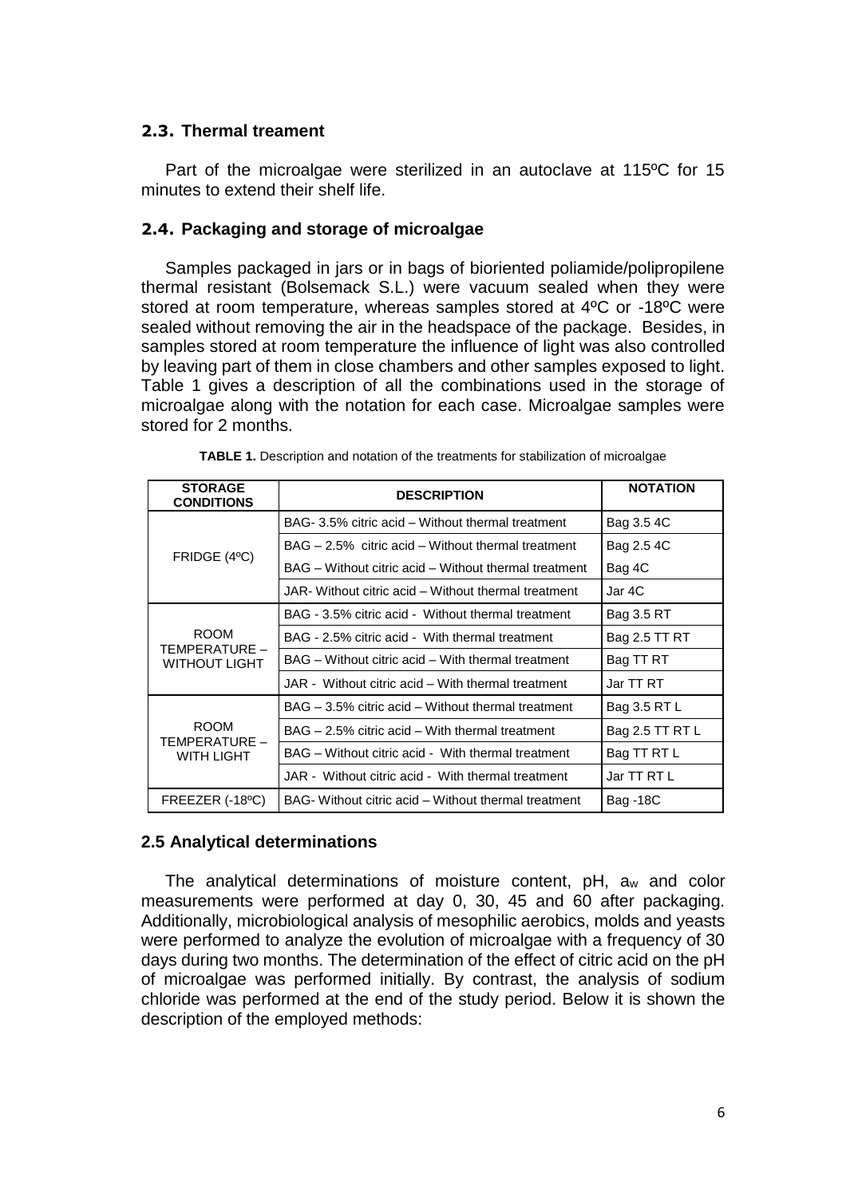## 2.3. Thermal treament

Part of the microalgae were sterilized in an autoclave at 115ºC for 15 minutes to extend their shelf life.

## 2.4. Packaging and storage of microalgae

Samples packaged in jars or in bags of bioriented poliamide/polipropilene thermal resistant (Bolsemack S.L.) were vacuum sealed when they were stored at room temperature, whereas samples stored at 4ºC or -18ºC were sealed without removing the air in the headspace of the package. Besides, in samples stored at room temperature the influence of light was also controlled by leaving part of them in close chambers and other samples exposed to light. Table 1 gives a description of all the combinations used in the storage of microalgae along with the notation for each case. Microalgae samples were stored for 2 months.

**TABLE 1.** Description and notation of the treatments for stabilization of microalgae

| STORAGE CONDITIONS | DESCRIPTION | NOTATION |
|---|---|---|
| FRIDGE (4ºC) | BAG- 3.5% citric acid – Without thermal treatment | Bag 3.5 4C |
| | BAG – 2.5% citric acid – Without thermal treatment | Bag 2.5 4C |
| | BAG – Without citric acid – Without thermal treatment | Bag 4C |
| | JAR- Without citric acid – Without thermal treatment | Jar 4C |
| ROOM TEMPERATURE – WITHOUT LIGHT | BAG - 3.5% citric acid - Without thermal treatment | Bag 3.5 RT |
| | BAG - 2.5% citric acid - With thermal treatment | Bag 2.5 TT RT |
| | BAG – Without citric acid – With thermal treatment | Bag TT RT |
| | JAR - Without citric acid – With thermal treatment | Jar TT RT |
| ROOM TEMPERATURE – WITH LIGHT | BAG – 3.5% citric acid – Without thermal treatment | Bag 3.5 RT L |
| | BAG – 2.5% citric acid – With thermal treatment | Bag 2.5 TT RT L |
| | BAG – Without citric acid - With thermal treatment | Bag TT RT L |
| | JAR - Without citric acid - With thermal treatment | Jar TT RT L |
| FREEZER (-18ºC) | BAG- Without citric acid – Without thermal treatment | Bag -18C |

## 2.5 Analytical determinations

The analytical determinations of moisture content, pH, $a_w$ and color measurements were performed at day 0, 30, 45 and 60 after packaging. Additionally, microbiological analysis of mesophilic aerobics, molds and yeasts were performed to analyze the evolution of microalgae with a frequency of 30 days during two months. The determination of the effect of citric acid on the pH of microalgae was performed initially. By contrast, the analysis of sodium chloride was performed at the end of the study period. Below it is shown the description of the employed methods: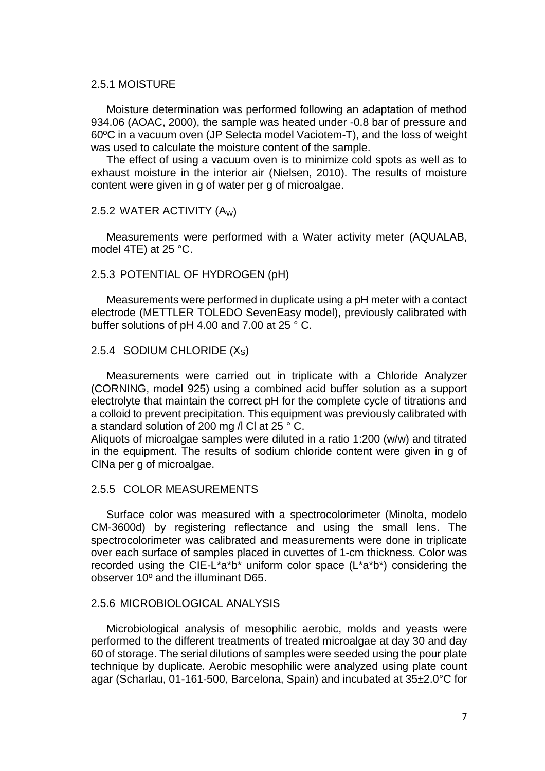### 2.5.1 MOISTURE

Moisture determination was performed following an adaptation of method 934.06 (AOAC, 2000), the sample was heated under -0.8 bar of pressure and 60ºC in a vacuum oven (JP Selecta model Vaciotem-T), and the loss of weight was used to calculate the moisture content of the sample.

The effect of using a vacuum oven is to minimize cold spots as well as to exhaust moisture in the interior air (Nielsen, 2010). The results of moisture content were given in g of water per g of microalgae.

### 2.5.2 WATER ACTIVITY ($A_W$)

Measurements were performed with a Water activity meter (AQUALAB, model 4TE) at 25 °C.

### 2.5.3 POTENTIAL OF HYDROGEN (pH)

Measurements were performed in duplicate using a pH meter with a contact electrode (METTLER TOLEDO SevenEasy model), previously calibrated with buffer solutions of pH 4.00 and 7.00 at 25 ° C.

### 2.5.4 SODIUM CHLORIDE ($X_S$)

Measurements were carried out in triplicate with a Chloride Analyzer (CORNING, model 925) using a combined acid buffer solution as a support electrolyte that maintain the correct pH for the complete cycle of titrations and a colloid to prevent precipitation. This equipment was previously calibrated with a standard solution of 200 mg /l Cl at 25 ° C.

Aliquots of microalgae samples were diluted in a ratio 1:200 (w/w) and titrated in the equipment. The results of sodium chloride content were given in g of ClNa per g of microalgae.

### 2.5.5 COLOR MEASUREMENTS

Surface color was measured with a spectrocolorimeter (Minolta, modelo CM-3600d) by registering reflectance and using the small lens. The spectrocolorimeter was calibrated and measurements were done in triplicate over each surface of samples placed in cuvettes of 1-cm thickness. Color was recorded using the CIE-L*a*b* uniform color space (L*a*b*) considering the observer 10º and the illuminant D65.

### 2.5.6 MICROBIOLOGICAL ANALYSIS

Microbiological analysis of mesophilic aerobic, molds and yeasts were performed to the different treatments of treated microalgae at day 30 and day 60 of storage. The serial dilutions of samples were seeded using the pour plate technique by duplicate. Aerobic mesophilic were analyzed using plate count agar (Scharlau, 01-161-500, Barcelona, Spain) and incubated at 35±2.0°C for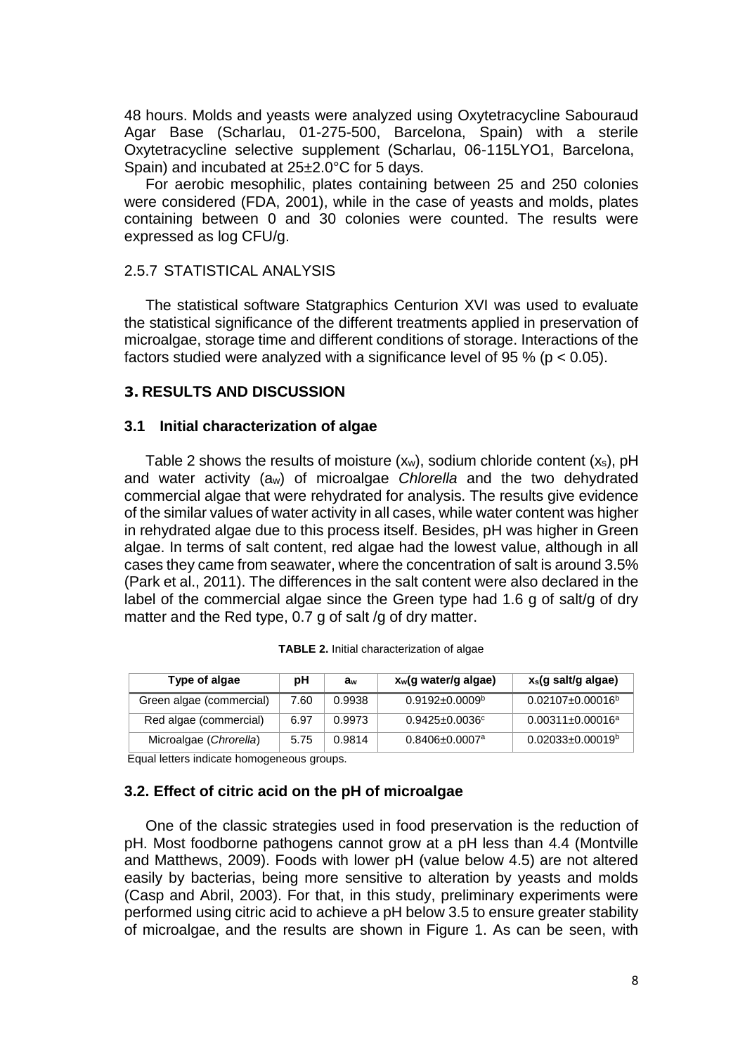48 hours. Molds and yeasts were analyzed using Oxytetracycline Sabouraud Agar Base (Scharlau, 01-275-500, Barcelona, Spain) with a sterile Oxytetracycline selective supplement (Scharlau, 06-115LYO1, Barcelona, Spain) and incubated at 25±2.0°C for 5 days.

For aerobic mesophilic, plates containing between 25 and 250 colonies were considered (FDA, 2001), while in the case of yeasts and molds, plates containing between 0 and 30 colonies were counted. The results were expressed as log CFU/g.

### 2.5.7 STATISTICAL ANALYSIS

The statistical software Statgraphics Centurion XVI was used to evaluate the statistical significance of the different treatments applied in preservation of microalgae, storage time and different conditions of storage. Interactions of the factors studied were analyzed with a significance level of 95 % ($p < 0.05$).

## 3. RESULTS AND DISCUSSION

### 3.1 Initial characterization of algae

Table 2 shows the results of moisture ($x_w$), sodium chloride content ($x_s$), pH and water activity ($a_w$) of microalgae *Chlorella* and the two dehydrated commercial algae that were rehydrated for analysis. The results give evidence of the similar values of water activity in all cases, while water content was higher in rehydrated algae due to this process itself. Besides, pH was higher in Green algae. In terms of salt content, red algae had the lowest value, although in all cases they came from seawater, where the concentration of salt is around 3.5% (Park et al., 2011). The differences in the salt content were also declared in the label of the commercial algae since the Green type had 1.6 g of salt/g of dry matter and the Red type, 0.7 g of salt /g of dry matter.

**TABLE 2.** Initial characterization of algae

| Type of algae | pH | $a_w$ | $x_w$(g water/g algae) | $x_s$(g salt/g algae) |
|---|---|---|---|---|
| Green algae (commercial) | 7.60 | 0.9938 | 0.9192±0.0009$^b$ | 0.02107±0.00016$^b$ |
| Red algae (commercial) | 6.97 | 0.9973 | 0.9425±0.0036$^c$ | 0.00311±0.00016$^a$ |
| Microalgae (*Chrorella*) | 5.75 | 0.9814 | 0.8406±0.0007$^a$ | 0.02033±0.00019$^b$ |

Equal letters indicate homogeneous groups.

### 3.2. Effect of citric acid on the pH of microalgae

One of the classic strategies used in food preservation is the reduction of pH. Most foodborne pathogens cannot grow at a pH less than 4.4 (Montville and Matthews, 2009). Foods with lower pH (value below 4.5) are not altered easily by bacterias, being more sensitive to alteration by yeasts and molds (Casp and Abril, 2003). For that, in this study, preliminary experiments were performed using citric acid to achieve a pH below 3.5 to ensure greater stability of microalgae, and the results are shown in Figure 1. As can be seen, with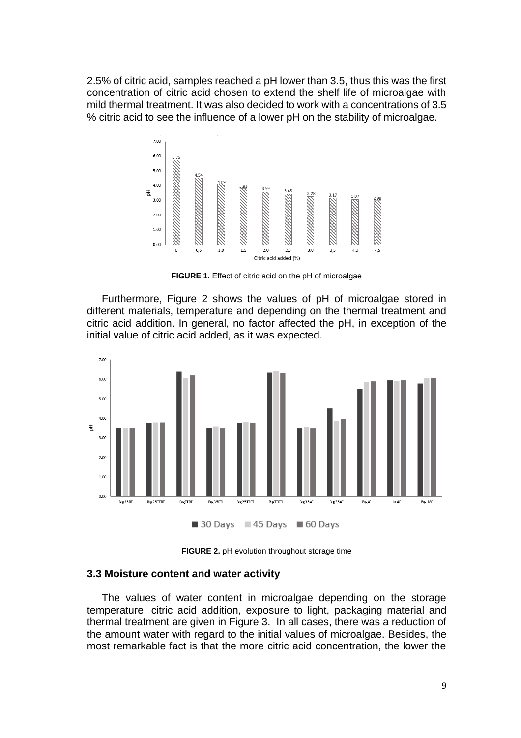2.5% of citric acid, samples reached a pH lower than 3.5, thus this was the first concentration of citric acid chosen to extend the shelf life of microalgae with mild thermal treatment. It was also decided to work with a concentrations of 3.5 % citric acid to see the influence of a lower pH on the stability of microalgae.

**FIGURE 1.** Effect of citric acid on the pH of microalgae

Furthermore, Figure 2 shows the values of pH of microalgae stored in different materials, temperature and depending on the thermal treatment and citric acid addition. In general, no factor affected the pH, in exception of the initial value of citric acid added, as it was expected.

**FIGURE 2.** pH evolution throughout storage time

### 3.3 Moisture content and water activity

The values of water content in microalgae depending on the storage temperature, citric acid addition, exposure to light, packaging material and thermal treatment are given in Figure 3. In all cases, there was a reduction of the amount water with regard to the initial values of microalgae. Besides, the most remarkable fact is that the more citric acid concentration, the lower the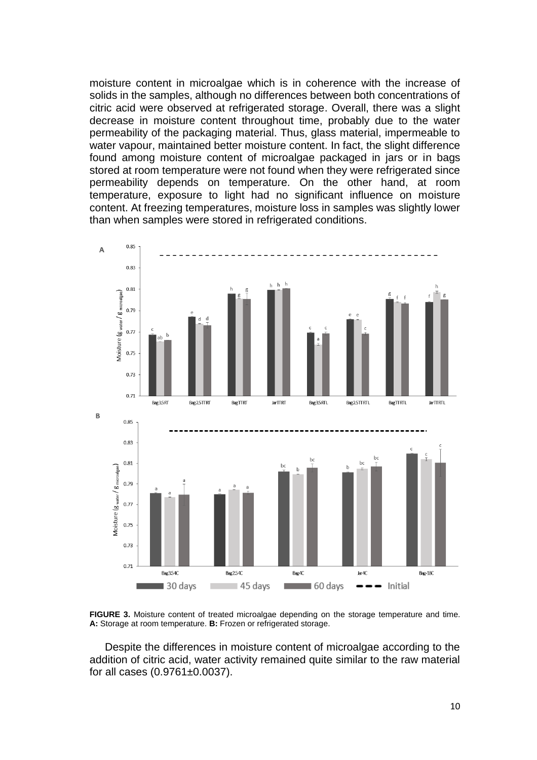moisture content in microalgae which is in coherence with the increase of solids in the samples, although no differences between both concentrations of citric acid were observed at refrigerated storage. Overall, there was a slight decrease in moisture content throughout time, probably due to the water permeability of the packaging material. Thus, glass material, impermeable to water vapour, maintained better moisture content. In fact, the slight difference found among moisture content of microalgae packaged in jars or in bags stored at room temperature were not found when they were refrigerated since permeability depends on temperature. On the other hand, at room temperature, exposure to light had no significant influence on moisture content. At freezing temperatures, moisture loss in samples was slightly lower than when samples were stored in refrigerated conditions.

**FIGURE 3.** Moisture content of treated microalgae depending on the storage temperature and time. **A:** Storage at room temperature. **B:** Frozen or refrigerated storage.

Despite the differences in moisture content of microalgae according to the addition of citric acid, water activity remained quite similar to the raw material for all cases (0.9761±0.0037).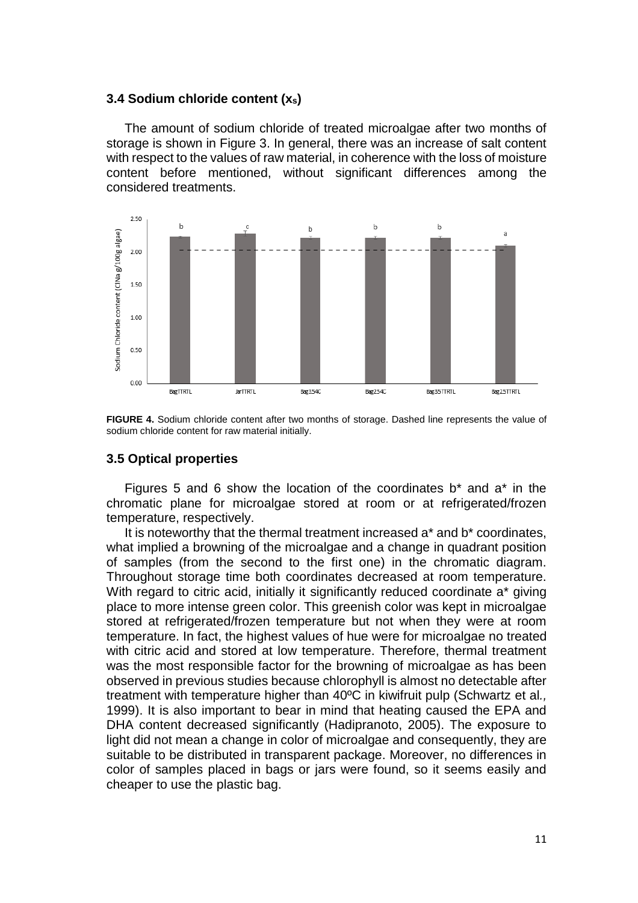### 3.4 Sodium chloride content ($x_S$)

The amount of sodium chloride of treated microalgae after two months of storage is shown in Figure 3. In general, there was an increase of salt content with respect to the values of raw material, in coherence with the loss of moisture content before mentioned, without significant differences among the considered treatments.

**FIGURE 4.** Sodium chloride content after two months of storage. Dashed line represents the value of sodium chloride content for raw material initially.

### 3.5 Optical properties

Figures 5 and 6 show the location of the coordinates b* and a* in the chromatic plane for microalgae stored at room or at refrigerated/frozen temperature, respectively.

It is noteworthy that the thermal treatment increased a* and b* coordinates, what implied a browning of the microalgae and a change in quadrant position of samples (from the second to the first one) in the chromatic diagram. Throughout storage time both coordinates decreased at room temperature. With regard to citric acid, initially it significantly reduced coordinate a* giving place to more intense green color. This greenish color was kept in microalgae stored at refrigerated/frozen temperature but not when they were at room temperature. In fact, the highest values of hue were for microalgae no treated with citric acid and stored at low temperature. Therefore, thermal treatment was the most responsible factor for the browning of microalgae as has been observed in previous studies because chlorophyll is almost no detectable after treatment with temperature higher than 40ºC in kiwifruit pulp (Schwartz et al*.,* 1999). It is also important to bear in mind that heating caused the EPA and DHA content decreased significantly (Hadipranoto, 2005). The exposure to light did not mean a change in color of microalgae and consequently, they are suitable to be distributed in transparent package. Moreover, no differences in color of samples placed in bags or jars were found, so it seems easily and cheaper to use the plastic bag.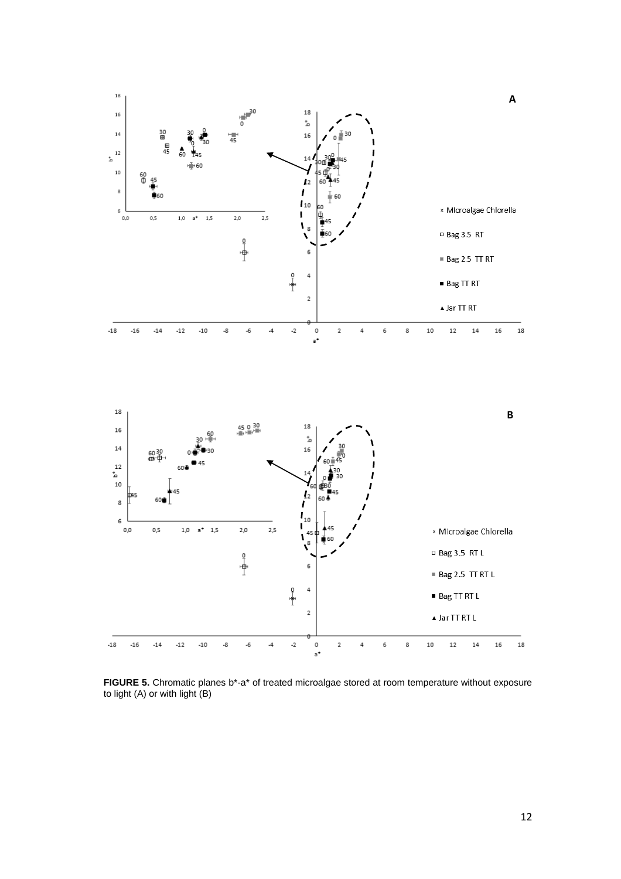**FIGURE 5.** Chromatic planes b*-a* of treated microalgae stored at room temperature without exposure to light (A) or with light (B)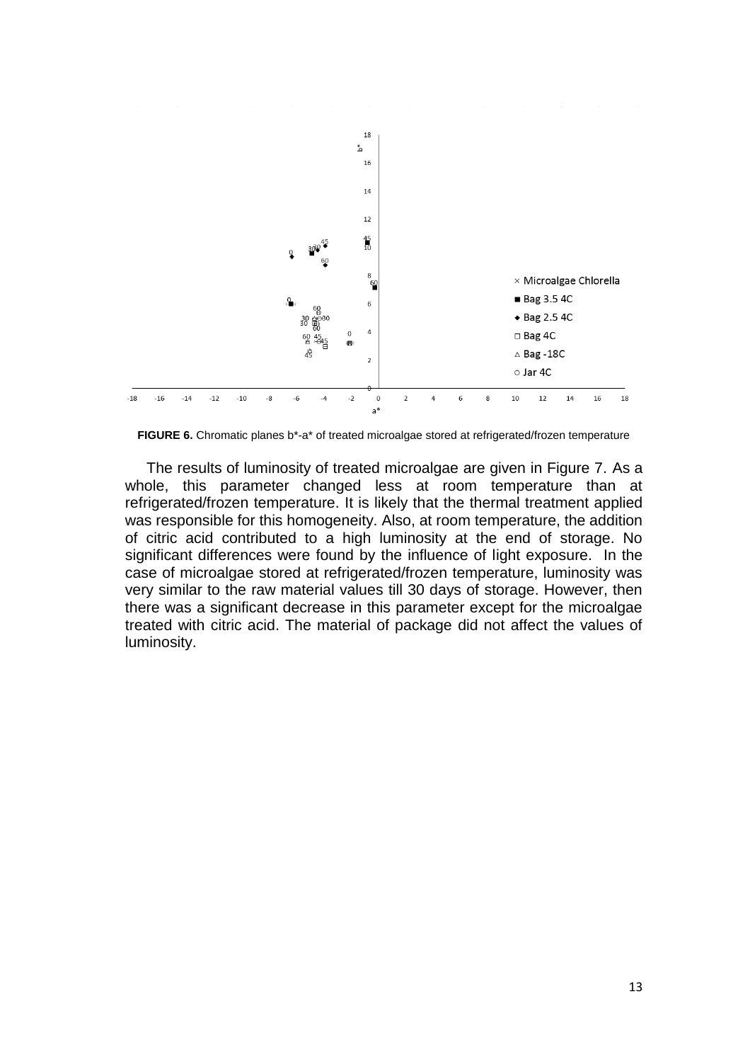**FIGURE 6.** Chromatic planes b*-a* of treated microalgae stored at refrigerated/frozen temperature

The results of luminosity of treated microalgae are given in Figure 7. As a whole, this parameter changed less at room temperature than at refrigerated/frozen temperature. It is likely that the thermal treatment applied was responsible for this homogeneity. Also, at room temperature, the addition of citric acid contributed to a high luminosity at the end of storage. No significant differences were found by the influence of light exposure. In the case of microalgae stored at refrigerated/frozen temperature, luminosity was very similar to the raw material values till 30 days of storage. However, then there was a significant decrease in this parameter except for the microalgae treated with citric acid. The material of package did not affect the values of luminosity.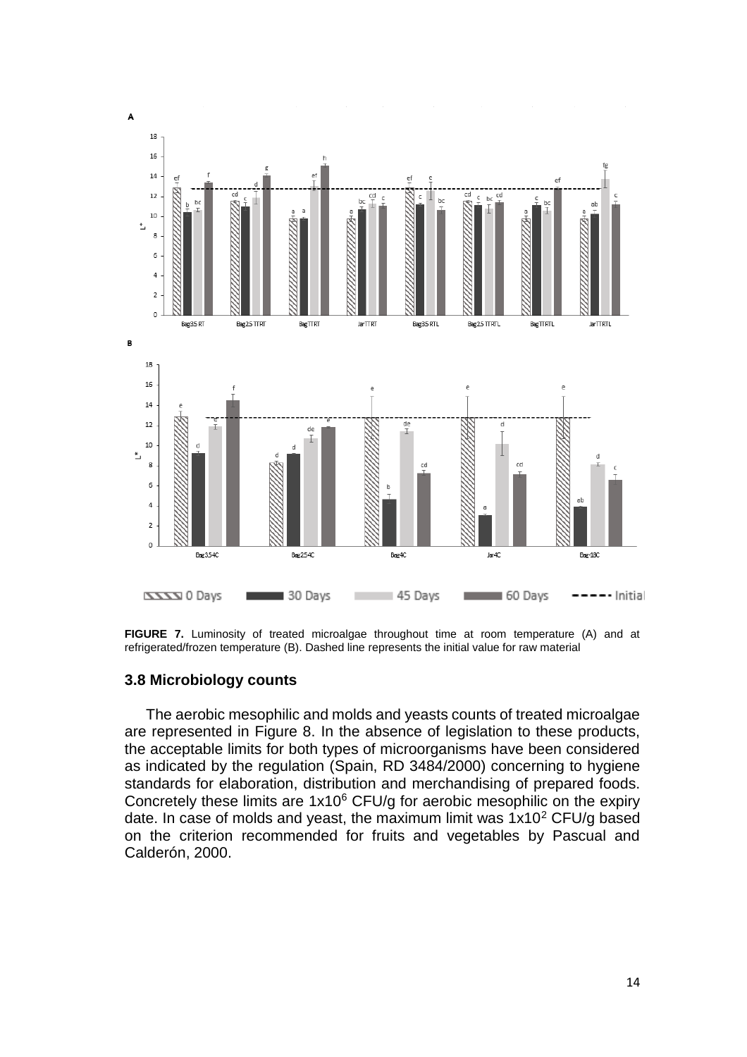**FIGURE 7.** Luminosity of treated microalgae throughout time at room temperature (A) and at refrigerated/frozen temperature (B). Dashed line represents the initial value for raw material

### 3.8 Microbiology counts

The aerobic mesophilic and molds and yeasts counts of treated microalgae are represented in Figure 8. In the absence of legislation to these products, the acceptable limits for both types of microorganisms have been considered as indicated by the regulation (Spain, RD 3484/2000) concerning to hygiene standards for elaboration, distribution and merchandising of prepared foods. Concretely these limits are $1x10^6$ CFU/g for aerobic mesophilic on the expiry date. In case of molds and yeast, the maximum limit was $1x10^2$ CFU/g based on the criterion recommended for fruits and vegetables by Pascual and Calderón, 2000.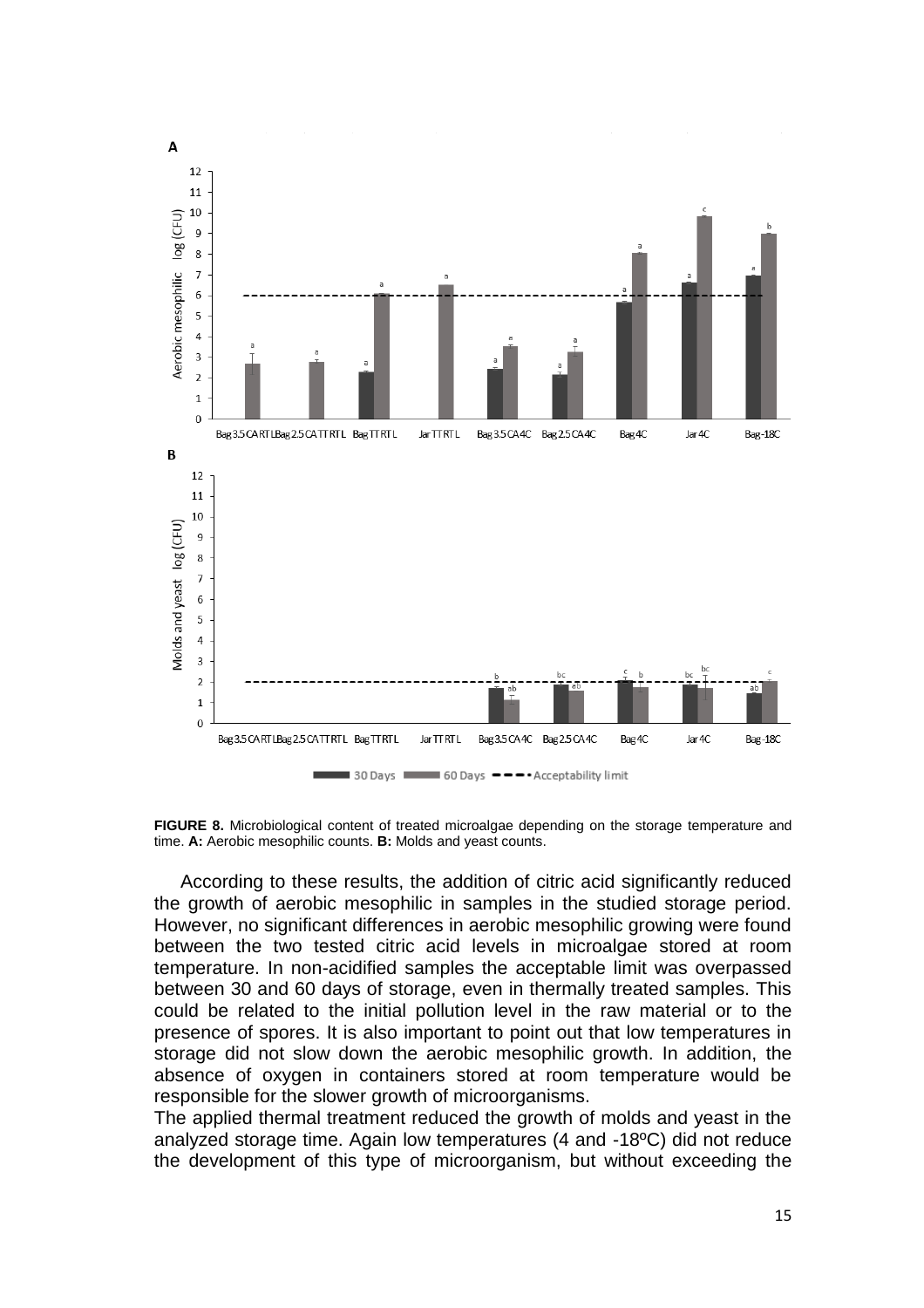**FIGURE 8.** Microbiological content of treated microalgae depending on the storage temperature and time. **A:** Aerobic mesophilic counts. **B:** Molds and yeast counts.

According to these results, the addition of citric acid significantly reduced the growth of aerobic mesophilic in samples in the studied storage period. However, no significant differences in aerobic mesophilic growing were found between the two tested citric acid levels in microalgae stored at room temperature. In non-acidified samples the acceptable limit was overpassed between 30 and 60 days of storage, even in thermally treated samples. This could be related to the initial pollution level in the raw material or to the presence of spores. It is also important to point out that low temperatures in storage did not slow down the aerobic mesophilic growth. In addition, the absence of oxygen in containers stored at room temperature would be responsible for the slower growth of microorganisms.

The applied thermal treatment reduced the growth of molds and yeast in the analyzed storage time. Again low temperatures (4 and -18ºC) did not reduce the development of this type of microorganism, but without exceeding the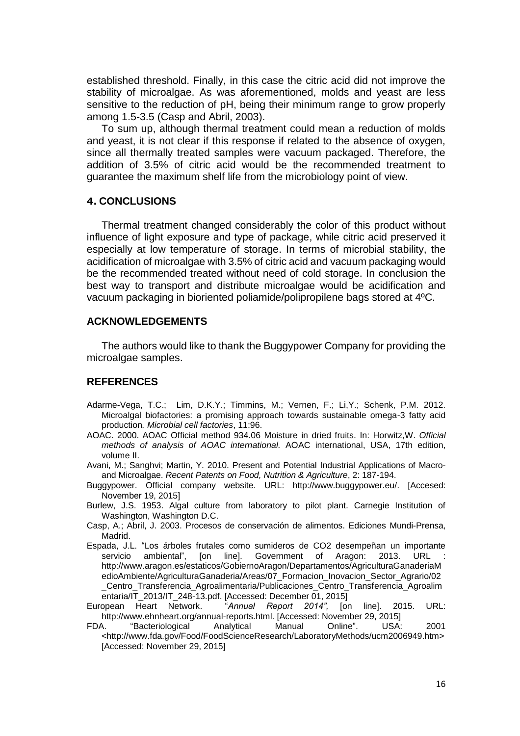established threshold. Finally, in this case the citric acid did not improve the stability of microalgae. As was aforementioned, molds and yeast are less sensitive to the reduction of pH, being their minimum range to grow properly among 1.5-3.5 (Casp and Abril, 2003).

To sum up, although thermal treatment could mean a reduction of molds and yeast, it is not clear if this response if related to the absence of oxygen, since all thermally treated samples were vacuum packaged. Therefore, the addition of 3.5% of citric acid would be the recommended treatment to guarantee the maximum shelf life from the microbiology point of view.

## 4. CONCLUSIONS

Thermal treatment changed considerably the color of this product without influence of light exposure and type of package, while citric acid preserved it especially at low temperature of storage. In terms of microbial stability, the acidification of microalgae with 3.5% of citric acid and vacuum packaging would be the recommended treated without need of cold storage. In conclusion the best way to transport and distribute microalgae would be acidification and vacuum packaging in bioriented poliamide/polipropilene bags stored at 4ºC.

## ACKNOWLEDGEMENTS

The authors would like to thank the Buggypower Company for providing the microalgae samples.

## REFERENCES

Adarme-Vega, T.C.; Lim, D.K.Y.; Timmins, M.; Vernen, F.; Li,Y.; Schenk, P.M. 2012. Microalgal biofactories: a promising approach towards sustainable omega-3 fatty acid production. *Microbial cell factories*, 11:96.

AOAC. 2000. AOAC Official method 934.06 Moisture in dried fruits. In: Horwitz,W. *Official methods of analysis of AOAC international.* AOAC international, USA, 17th edition, volume II.

Avani, M.; Sanghvi; Martin, Y. 2010. Present and Potential Industrial Applications of Macro- and Microalgae. *Recent Patents on Food, Nutrition & Agriculture*, 2: 187-194.

Buggypower. Official company website. URL: http://www.buggypower.eu/. [Accesed: November 19, 2015]

Burlew, J.S. 1953. Algal culture from laboratory to pilot plant. Carnegie Institution of Washington, Washington D.C.

Casp, A.; Abril, J. 2003. Procesos de conservación de alimentos. Ediciones Mundi-Prensa, Madrid.

Espada, J.L. "Los árboles frutales como sumideros de CO2 desempeñan un importante servicio ambiental", [on line]. Government of Aragon: 2013. URL : http://www.aragon.es/estaticos/GobiernoAragon/Departamentos/AgriculturaGanaderiaMedioAmbiente/AgriculturaGanaderia/Areas/07_Formacion_Inovacion_Sector_Agrario/02_Centro_Transferencia_Agroalimentaria/Publicaciones_Centro_Transferencia_Agroalimentaria/IT_2013/IT_248-13.pdf. [Accessed: December 01, 2015]

European Heart Network. "*Annual Report 2014",* [on line]. 2015. URL: http://www.ehnheart.org/annual-reports.html. [Accessed: November 29, 2015]

FDA. "Bacteriological Analytical Manual Online". USA: 2001 <http://www.fda.gov/Food/FoodScienceResearch/LaboratoryMethods/ucm2006949.htm> [Accessed: November 29, 2015]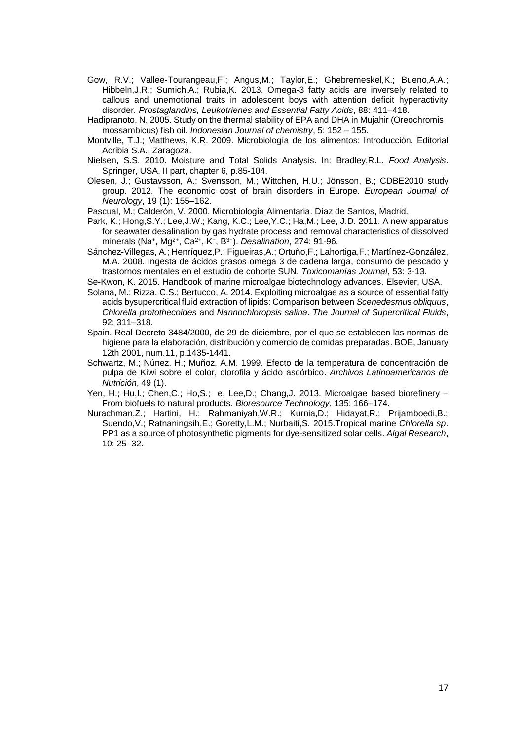Gow, R.V.; Vallee-Tourangeau,F.; Angus,M.; Taylor,E.; Ghebremeskel,K.; Bueno,A.A.; Hibbeln,J.R.; Sumich,A.; Rubia,K. 2013. Omega-3 fatty acids are inversely related to callous and unemotional traits in adolescent boys with attention deficit hyperactivity disorder. *Prostaglandins, Leukotrienes and Essential Fatty Acids*, 88: 411–418.

Hadipranoto, N. 2005. Study on the thermal stability of EPA and DHA in Mujahir (Oreochromis mossambicus) fish oil. *Indonesian Journal of chemistry*, 5: 152 – 155.

Montville, T.J.; Matthews, K.R. 2009. Microbiología de los alimentos: Introducción. Editorial Acribia S.A., Zaragoza.

Nielsen, S.S. 2010. Moisture and Total Solids Analysis. In: Bradley,R.L. *Food Analysis*. Springer, USA, II part, chapter 6, p.85-104.

Olesen, J.; Gustavsson, A.; Svensson, M.; Wittchen, H.U.; Jönsson, B.; CDBE2010 study group. 2012. The economic cost of brain disorders in Europe. *European Journal of Neurology*, 19 (1): 155–162.

Pascual, M.; Calderón, V. 2000. Microbiología Alimentaria. Díaz de Santos, Madrid.

Park, K.; Hong,S.Y.; Lee,J.W.; Kang, K.C.; Lee,Y.C.; Ha,M.; Lee, J.D. 2011. A new apparatus for seawater desalination by gas hydrate process and removal characteristics of dissolved minerals ($Na^{+}$, $Mg^{2+}$, $Ca^{2+}$, $K^{+}$, $B^{3+}$). *Desalination*, 274: 91-96.

Sánchez-Villegas, A.; Henríquez,P.; Figueiras,A.; Ortuño,F.; Lahortiga,F.; Martínez-González, M.A. 2008. Ingesta de ácidos grasos omega 3 de cadena larga, consumo de pescado y trastornos mentales en el estudio de cohorte SUN. *Toxicomanías Journal*, 53: 3-13.

Se-Kwon, K. 2015. Handbook of marine microalgae biotechnology advances. Elsevier, USA.

Solana, M.; Rizza, C.S.; Bertucco, A. 2014. Exploiting microalgae as a source of essential fatty acids bysupercritical fluid extraction of lipids: Comparison between *Scenedesmus obliquus*, *Chlorella protothecoides* and *Nannochloropsis salina*. *The Journal of Supercritical Fluids*, 92: 311–318.

Spain. Real Decreto 3484/2000, de 29 de diciembre, por el que se establecen las normas de higiene para la elaboración, distribución y comercio de comidas preparadas. BOE, January 12th 2001, num.11, p.1435-1441.

Schwartz, M.; Núnez. H.; Muñoz, A.M. 1999. Efecto de la temperatura de concentración de pulpa de Kiwi sobre el color, clorofila y ácido ascórbico. *Archivos Latinoamericanos de Nutrición*, 49 (1).

Yen, H.; Hu,I.; Chen,C.; Ho,S.; e, Lee,D.; Chang,J. 2013. Microalgae based biorefinery – From biofuels to natural products. *Bioresource Technology*, 135: 166–174.

Nurachman,Z.; Hartini, H.; Rahmaniyah,W.R.; Kurnia,D.; Hidayat,R.; Prijamboedi,B.; Suendo,V.; Ratnaningsih,E.; Goretty,L.M.; Nurbaiti,S. 2015.Tropical marine *Chlorella sp*. PP1 as a source of photosynthetic pigments for dye-sensitized solar cells. *Algal Research*, 10: 25–32.